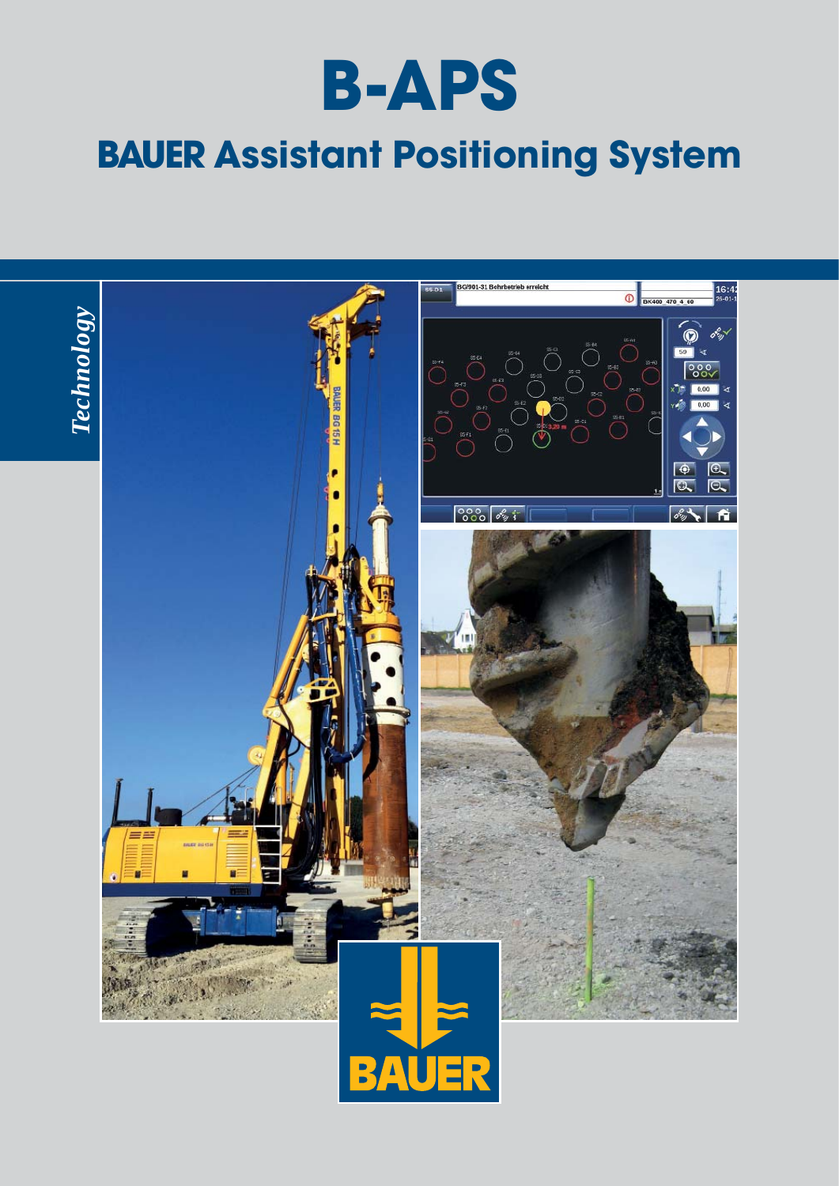# B-APS

## BAUER Assistant Positioning System

*Technology*

BAUER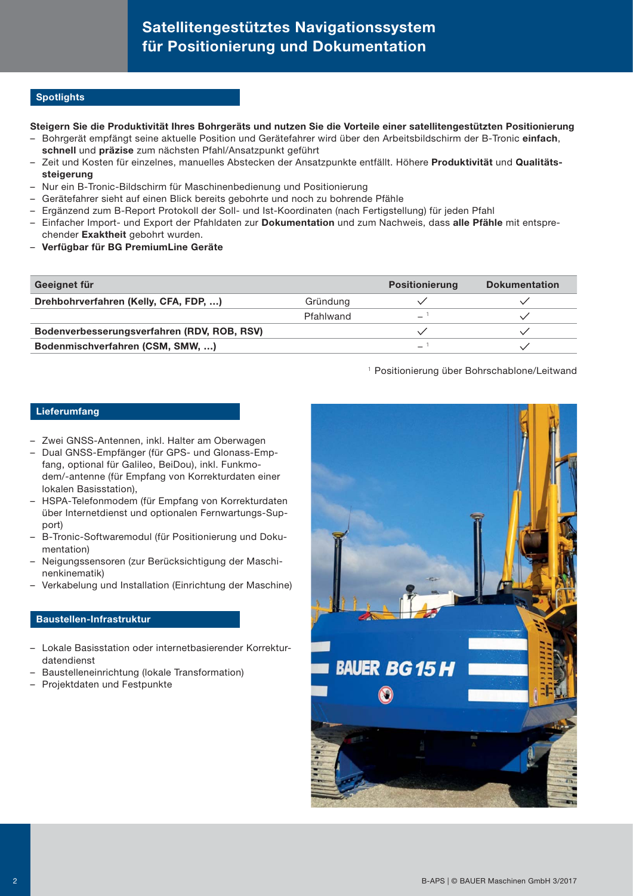# Satellitengestütztes Navigationssystem für Positionierung und Dokumentation

## Spotlights

**Steigern Sie die Produktivität Ihres Bohrgeräts und nutzen Sie die Vorteile einer satellitengestützten Positionierung**

- Bohrgerät empfängt seine aktuelle Position und Gerätefahrer wird über den Arbeitsbildschirm der B-Tronic **einfach**, **schnell** und **präzise** zum nächsten Pfahl/Ansatzpunkt geführt
- Zeit und Kosten für einzelnes, manuelles Abstecken der Ansatzpunkte entfällt. Höhere **Produktivität** und **Qualitätssteigerung**
- Nur ein B-Tronic-Bildschirm für Maschinenbedienung und Positionierung
- Gerätefahrer sieht auf einen Blick bereits gebohrte und noch zu bohrende Pfähle
- Ergänzend zum B-Report Protokoll der Soll- und Ist-Koordinaten (nach Fertigstellung) für jeden Pfahl
- Einfacher Import- und Export der Pfahldaten zur **Dokumentation** und zum Nachweis, dass **alle Pfähle** mit entsprechender **Exaktheit** gebohrt wurden.
- **Verfügbar für BG PremiumLine Geräte**

| Geeignet für | | Positionierung | Dokumentation |
|---|---|---|---|
| **Drehbohrverfahren (Kelly, CFA, FDP, ...)** | Gründung | ✓ | ✓ |
| | Pfahlwand | – [1] | ✓ |
| **Bodenverbesserungsverfahren (RDV, ROB, RSV)** | | ✓ | ✓ |
| **Bodenmischverfahren (CSM, SMW, ...)** | | – [1] | ✓ |

[1] Positionierung über Bohrschablone/Leitwand

## Lieferumfang

- Zwei GNSS-Antennen, inkl. Halter am Oberwagen
- Dual GNSS-Empfänger (für GPS- und Glonass-Empfang, optional für Galileo, BeiDou), inkl. Funkmodem/-antenne (für Empfang von Korrekturdaten einer lokalen Basisstation),
- HSPA-Telefonmodem (für Empfang von Korrekturdaten über Internetdienst und optionalen Fernwartungs-Support)
- B-Tronic-Softwaremodul (für Positionierung und Dokumentation)
- Neigungssensoren (zur Berücksichtigung der Maschinenkinematik)
- Verkabelung und Installation (Einrichtung der Maschine)

## Baustellen-Infrastruktur

- Lokale Basisstation oder internetbasierender Korrekturdatendienst
- Baustelleneinrichtung (lokale Transformation)
- Projektdaten und Festpunkte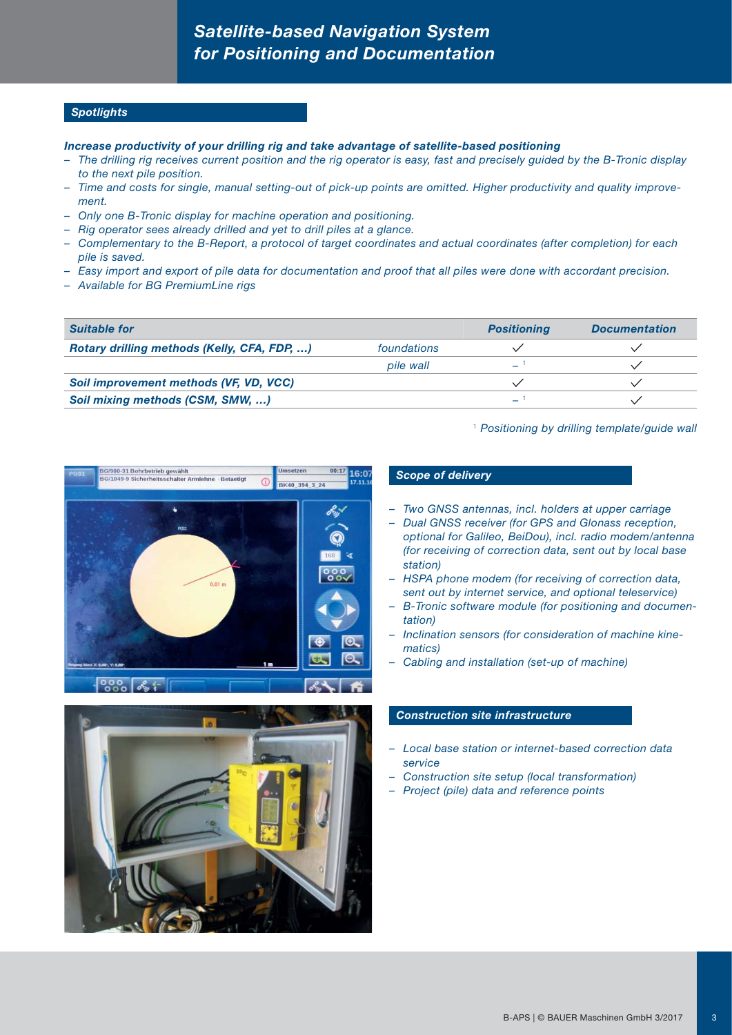# Satellite-based Navigation System for Positioning and Documentation

## Spotlights

***Increase productivity of your drilling rig and take advantage of satellite-based positioning***

- *The drilling rig receives current position and the rig operator is easy, fast and precisely guided by the B-Tronic display to the next pile position.*
- *Time and costs for single, manual setting-out of pick-up points are omitted. Higher productivity and quality improvement.*
- *Only one B-Tronic display for machine operation and positioning.*
- *Rig operator sees already drilled and yet to drill piles at a glance.*
- *Complementary to the B-Report, a protocol of target coordinates and actual coordinates (after completion) for each pile is saved.*
- *Easy import and export of pile data for documentation and proof that all piles were done with accordant precision.*
- *Available for BG PremiumLine rigs*

| ***Suitable for*** | | ***Positioning*** | ***Documentation*** |
|---|---|---|---|
| ***Rotary drilling methods (Kelly, CFA, FDP, ...)*** | *foundations* | ✓ | ✓ |
| | *pile wall* | – [1] | ✓ |
| ***Soil improvement methods (VF, VD, VCC)*** | | ✓ | ✓ |
| ***Soil mixing methods (CSM, SMW, ...)*** | | – [1] | ✓ |

[1] *Positioning by drilling template/guide wall*

## Scope of delivery

- *Two GNSS antennas, incl. holders at upper carriage*
- *Dual GNSS receiver (for GPS and Glonass reception, optional for Galileo, BeiDou), incl. radio modem/antenna (for receiving of correction data, sent out by local base station)*
- *HSPA phone modem (for receiving of correction data, sent out by internet service, and optional teleservice)*
- *B-Tronic software module (for positioning and documentation)*
- *Inclination sensors (for consideration of machine kinematics)*
- *Cabling and installation (set-up of machine)*

## Construction site infrastructure

- *Local base station or internet-based correction data service*
- *Construction site setup (local transformation)*
- *Project (pile) data and reference points*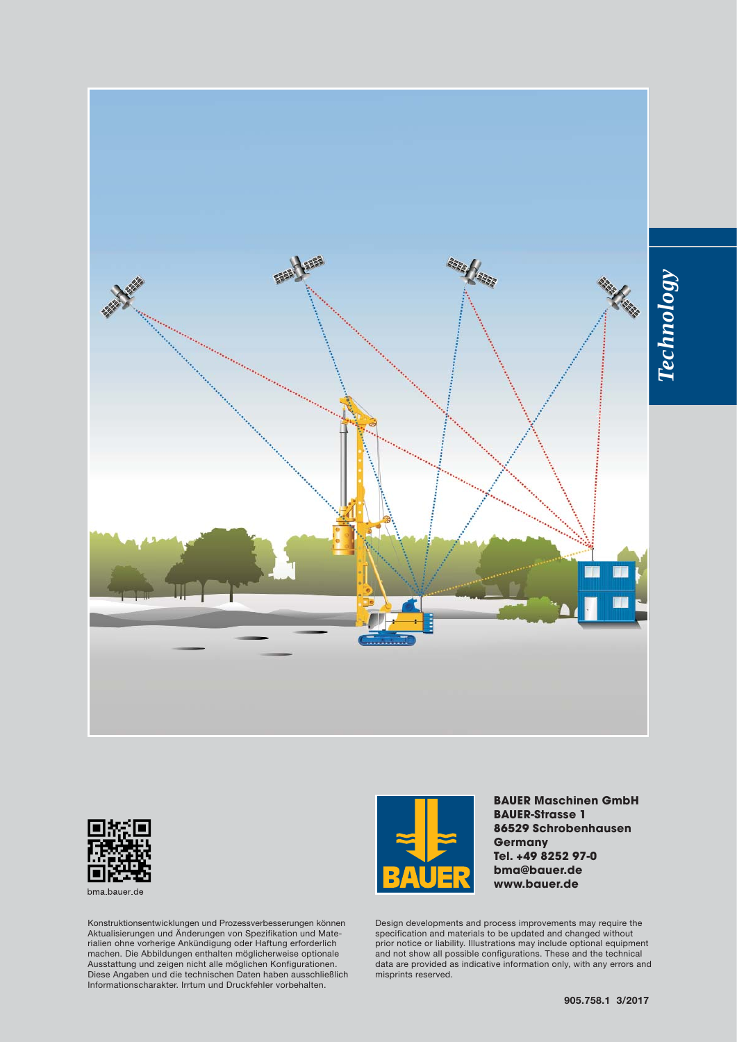Technology

bma.bauer.de

**BAUER Maschinen GmbH**
**BAUER-Strasse 1**
**86529 Schrobenhausen**
**Germany**
**Tel. +49 8252 97-0**
**bma@bauer.de**
**www.bauer.de**

Konstruktionsentwicklungen und Prozessverbesserungen können Aktualisierungen und Änderungen von Spezifikation und Materialien ohne vorherige Ankündigung oder Haftung erforderlich machen. Die Abbildungen enthalten möglicherweise optionale Ausstattung und zeigen nicht alle möglichen Konfigurationen. Diese Angaben und die technischen Daten haben ausschließlich Informationscharakter. Irrtum und Druckfehler vorbehalten.

Design developments and process improvements may require the specification and materials to be updated and changed without prior notice or liability. Illustrations may include optional equipment and not show all possible configurations. These and the technical data are provided as indicative information only, with any errors and misprints reserved.

**905.758.1 3/2017**